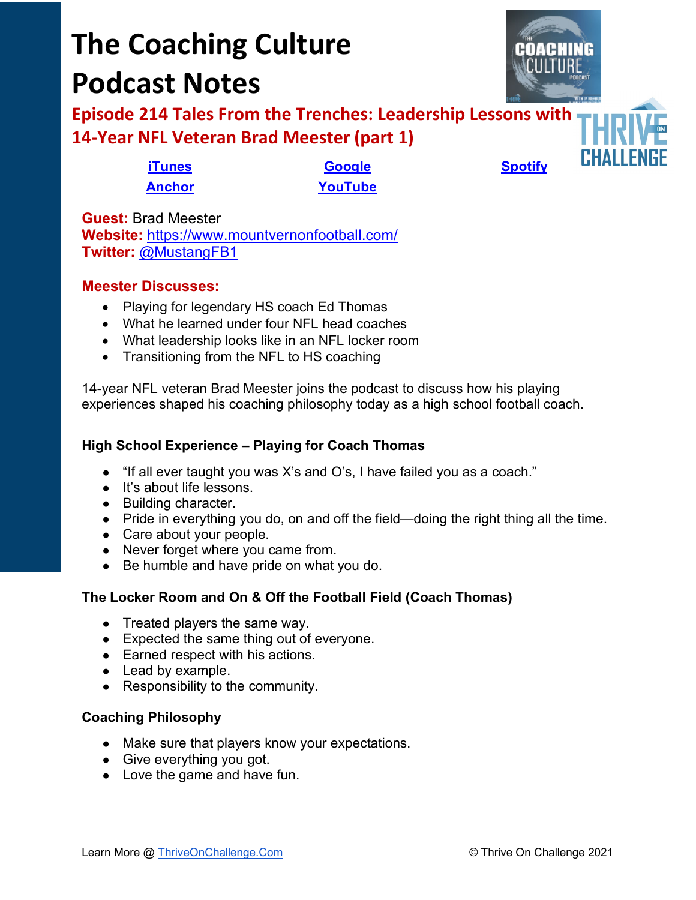# The Coaching Culture Podcast Notes

## Episode 214 Tales From the Trenches: Leadership Lessons with 14-Year NFL Veteran Brad Meester (part 1)

iTunes | Google | Spotify
Anchor | YouTube

**Guest:** Brad Meester
**Website:** https://www.mountvernonfootball.com/
**Twitter:** @MustangFB1

**Meester Discusses:**

- Playing for legendary HS coach Ed Thomas
- What he learned under four NFL head coaches
- What leadership looks like in an NFL locker room
- Transitioning from the NFL to HS coaching

14-year NFL veteran Brad Meester joins the podcast to discuss how his playing experiences shaped his coaching philosophy today as a high school football coach.

### High School Experience – Playing for Coach Thomas

- "If all ever taught you was X's and O's, I have failed you as a coach."
- It's about life lessons.
- Building character.
- Pride in everything you do, on and off the field—doing the right thing all the time.
- Care about your people.
- Never forget where you came from.
- Be humble and have pride on what you do.

### The Locker Room and On & Off the Football Field (Coach Thomas)

- Treated players the same way.
- Expected the same thing out of everyone.
- Earned respect with his actions.
- Lead by example.
- Responsibility to the community.

### Coaching Philosophy

- Make sure that players know your expectations.
- Give everything you got.
- Love the game and have fun.

Learn More @ ThriveOnChallenge.Com

© Thrive On Challenge 2021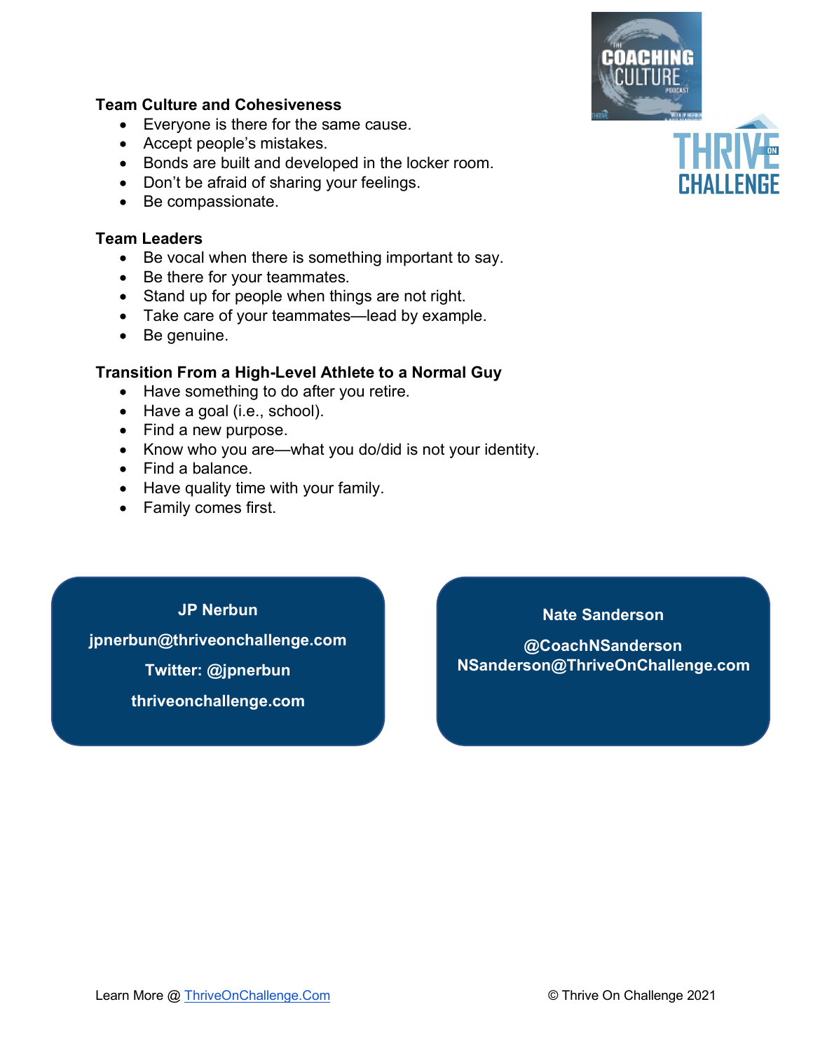**Team Culture and Cohesiveness**

- Everyone is there for the same cause.
- Accept people's mistakes.
- Bonds are built and developed in the locker room.
- Don't be afraid of sharing your feelings.
- Be compassionate.

**Team Leaders**

- Be vocal when there is something important to say.
- Be there for your teammates.
- Stand up for people when things are not right.
- Take care of your teammates—lead by example.
- Be genuine.

**Transition From a High-Level Athlete to a Normal Guy**

- Have something to do after you retire.
- Have a goal (i.e., school).
- Find a new purpose.
- Know who you are—what you do/did is not your identity.
- Find a balance.
- Have quality time with your family.
- Family comes first.

**JP Nerbun**

**jpnerbun@thriveonchallenge.com**

**Twitter: @jpnerbun**

**thriveonchallenge.com**

**Nate Sanderson**

**@CoachNSanderson**
**NSanderson@ThriveOnChallenge.com**

Learn More @ ThriveOnChallenge.Com

© Thrive On Challenge 2021